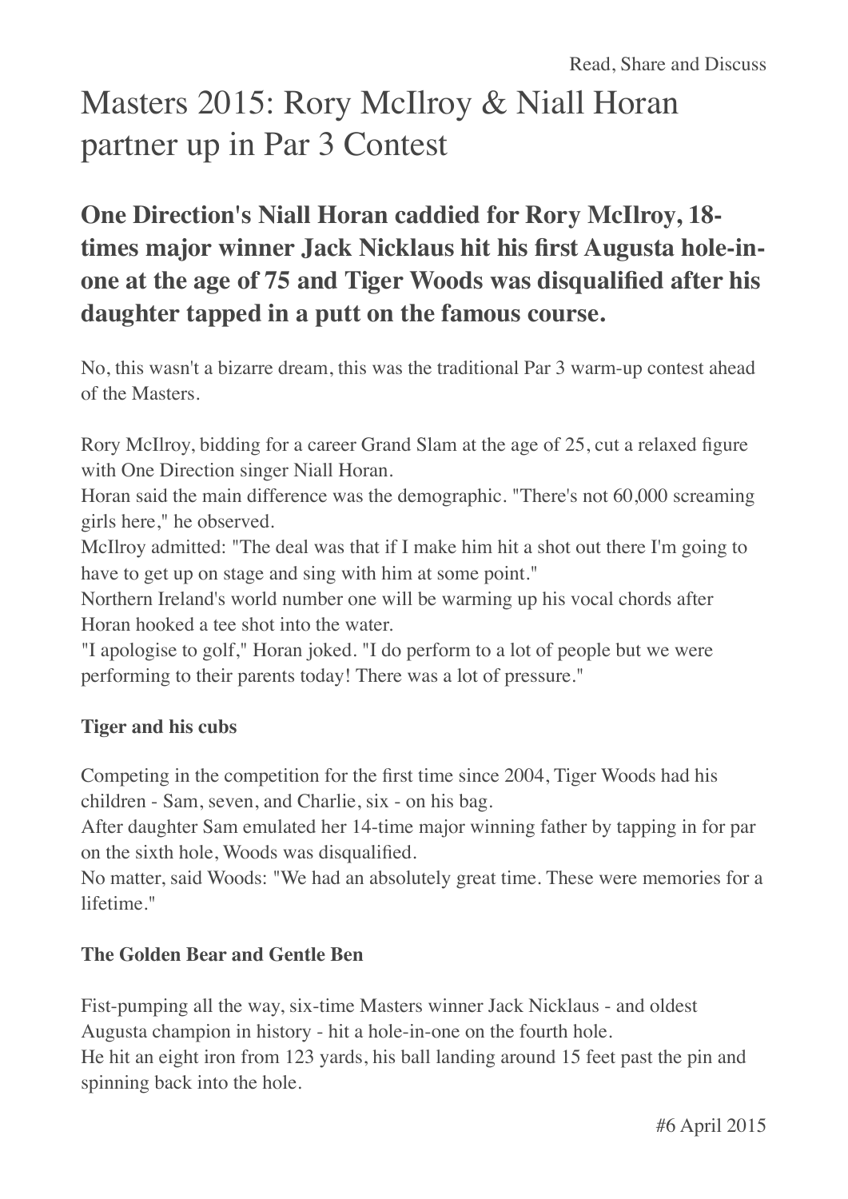# Masters 2015: Rory McIlroy & Niall Horan partner up in Par 3 Contest

## One Direction's Niall Horan caddied for Rory McIlroy, 18-times major winner Jack Nicklaus hit his first Augusta hole-in-one at the age of 75 and Tiger Woods was disqualified after his daughter tapped in a putt on the famous course.

No, this wasn't a bizarre dream, this was the traditional Par 3 warm-up contest ahead of the Masters.

Rory McIlroy, bidding for a career Grand Slam at the age of 25, cut a relaxed figure with One Direction singer Niall Horan.
Horan said the main difference was the demographic. "There's not 60,000 screaming girls here," he observed.
McIlroy admitted: "The deal was that if I make him hit a shot out there I'm going to have to get up on stage and sing with him at some point."
Northern Ireland's world number one will be warming up his vocal chords after Horan hooked a tee shot into the water.
"I apologise to golf," Horan joked. "I do perform to a lot of people but we were performing to their parents today! There was a lot of pressure."

### Tiger and his cubs

Competing in the competition for the first time since 2004, Tiger Woods had his children - Sam, seven, and Charlie, six - on his bag.
After daughter Sam emulated her 14-time major winning father by tapping in for par on the sixth hole, Woods was disqualified.
No matter, said Woods: "We had an absolutely great time. These were memories for a lifetime."

### The Golden Bear and Gentle Ben

Fist-pumping all the way, six-time Masters winner Jack Nicklaus - and oldest Augusta champion in history - hit a hole-in-one on the fourth hole.
He hit an eight iron from 123 yards, his ball landing around 15 feet past the pin and spinning back into the hole.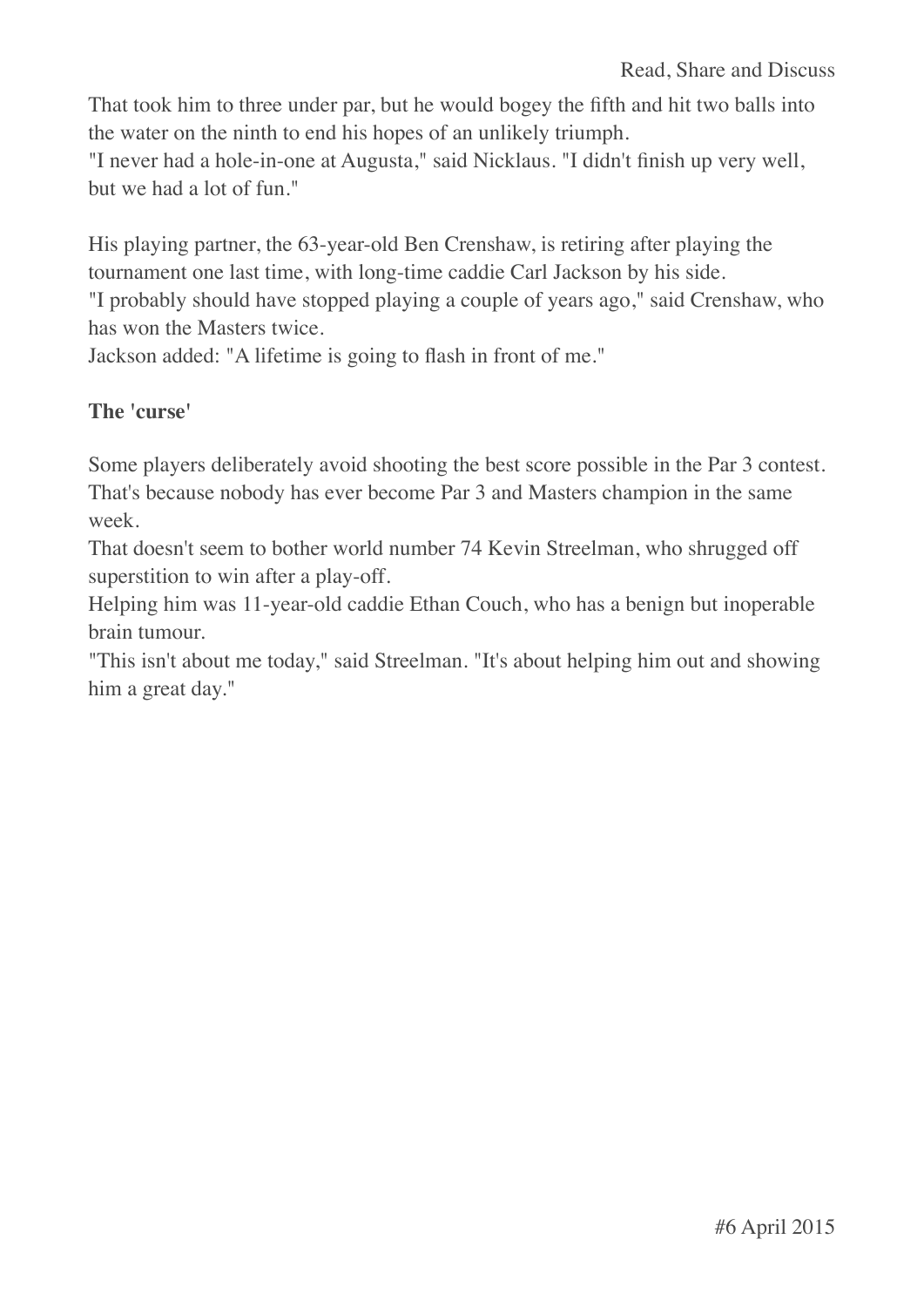That took him to three under par, but he would bogey the fifth and hit two balls into the water on the ninth to end his hopes of an unlikely triumph.
"I never had a hole-in-one at Augusta," said Nicklaus. "I didn't finish up very well, but we had a lot of fun."

His playing partner, the 63-year-old Ben Crenshaw, is retiring after playing the tournament one last time, with long-time caddie Carl Jackson by his side.
"I probably should have stopped playing a couple of years ago," said Crenshaw, who has won the Masters twice.
Jackson added: "A lifetime is going to flash in front of me."

**The 'curse'**

Some players deliberately avoid shooting the best score possible in the Par 3 contest. That's because nobody has ever become Par 3 and Masters champion in the same week.
That doesn't seem to bother world number 74 Kevin Streelman, who shrugged off superstition to win after a play-off.
Helping him was 11-year-old caddie Ethan Couch, who has a benign but inoperable brain tumour.
"This isn't about me today," said Streelman. "It's about helping him out and showing him a great day."